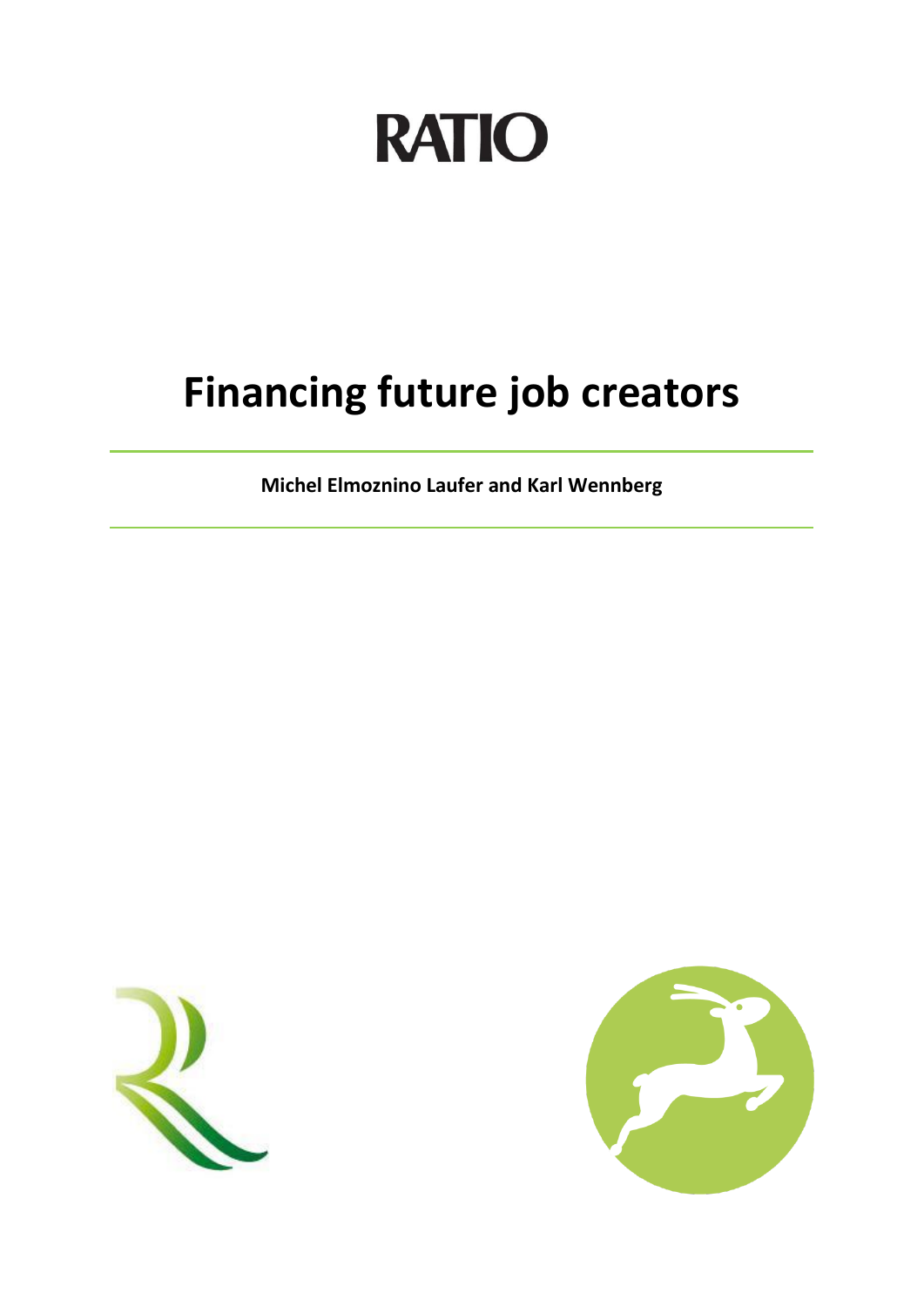RATIO

# Financing future job creators

**Michel Elmoznino Laufer and Karl Wennberg**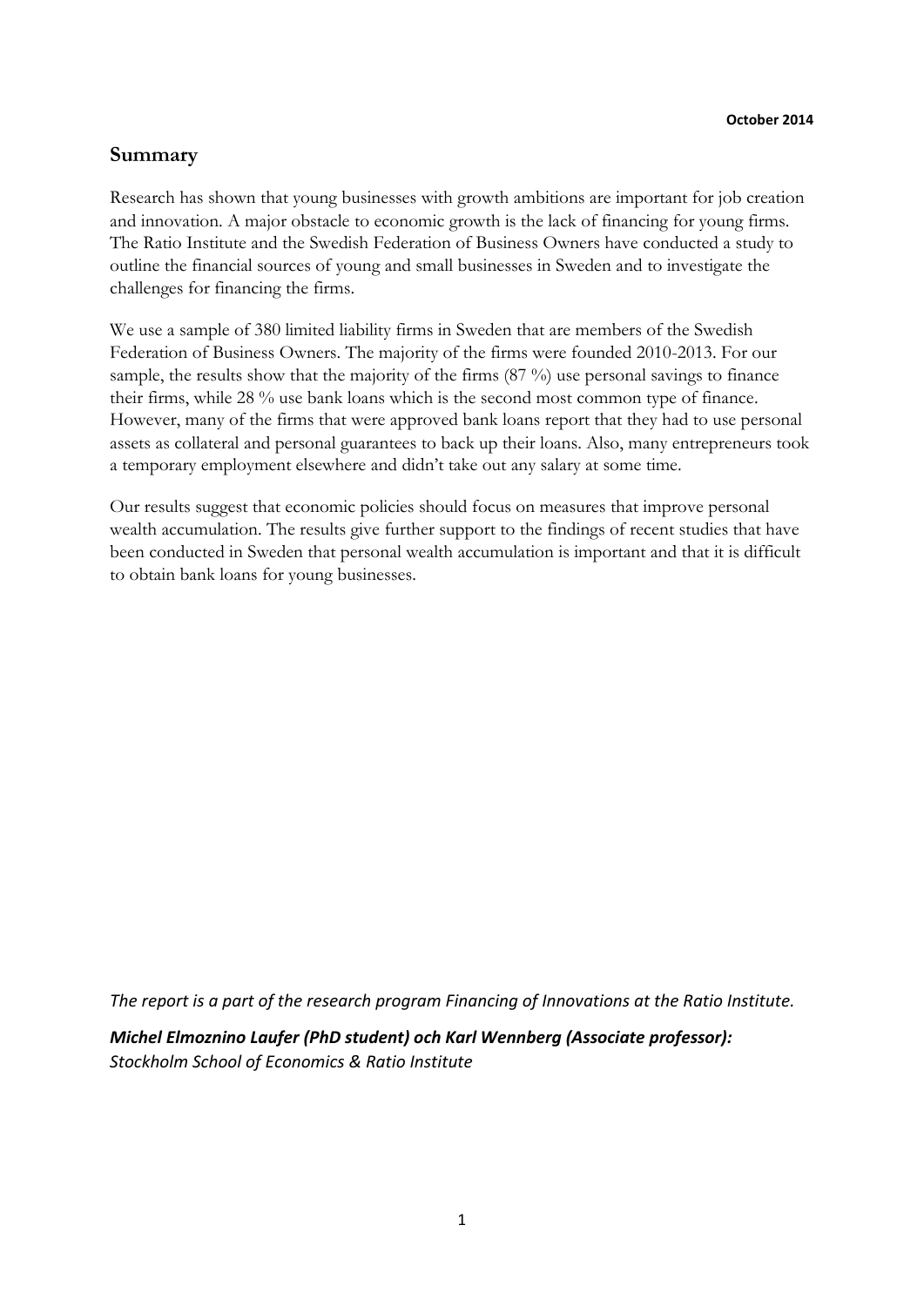October 2014

## Summary

Research has shown that young businesses with growth ambitions are important for job creation and innovation. A major obstacle to economic growth is the lack of financing for young firms. The Ratio Institute and the Swedish Federation of Business Owners have conducted a study to outline the financial sources of young and small businesses in Sweden and to investigate the challenges for financing the firms.

We use a sample of 380 limited liability firms in Sweden that are members of the Swedish Federation of Business Owners. The majority of the firms were founded 2010-2013. For our sample, the results show that the majority of the firms (87 %) use personal savings to finance their firms, while 28 % use bank loans which is the second most common type of finance. However, many of the firms that were approved bank loans report that they had to use personal assets as collateral and personal guarantees to back up their loans. Also, many entrepreneurs took a temporary employment elsewhere and didn't take out any salary at some time.

Our results suggest that economic policies should focus on measures that improve personal wealth accumulation. The results give further support to the findings of recent studies that have been conducted in Sweden that personal wealth accumulation is important and that it is difficult to obtain bank loans for young businesses.

*The report is a part of the research program Financing of Innovations at the Ratio Institute.*

***Michel Elmoznino Laufer (PhD student) och Karl Wennberg (Associate professor):***
*Stockholm School of Economics & Ratio Institute*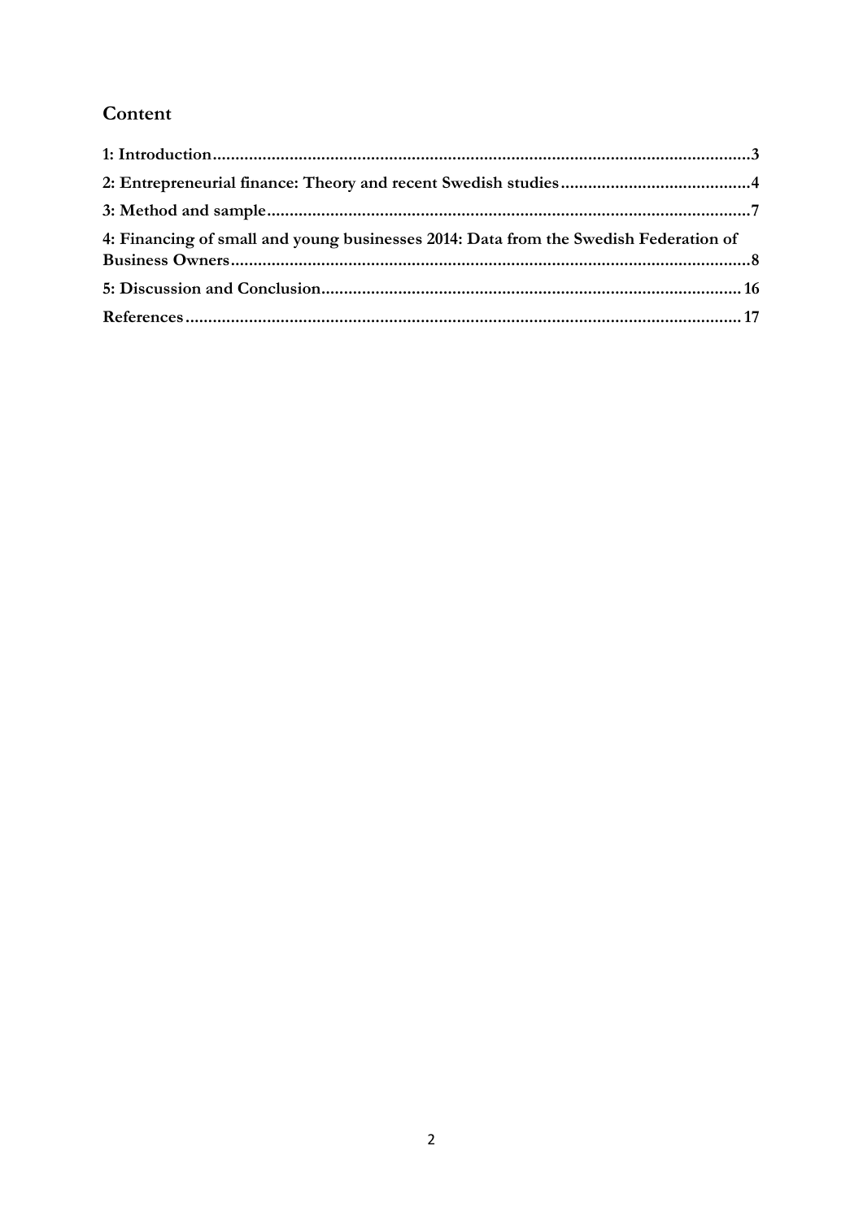## Content

1: Introduction......................................................................................................................3

2: Entrepreneurial finance: Theory and recent Swedish studies..........................................4

3: Method and sample..........................................................................................................7

4: Financing of small and young businesses 2014: Data from the Swedish Federation of Business Owners..................................................................................................................8

5: Discussion and Conclusion............................................................................................16

References..........................................................................................................................17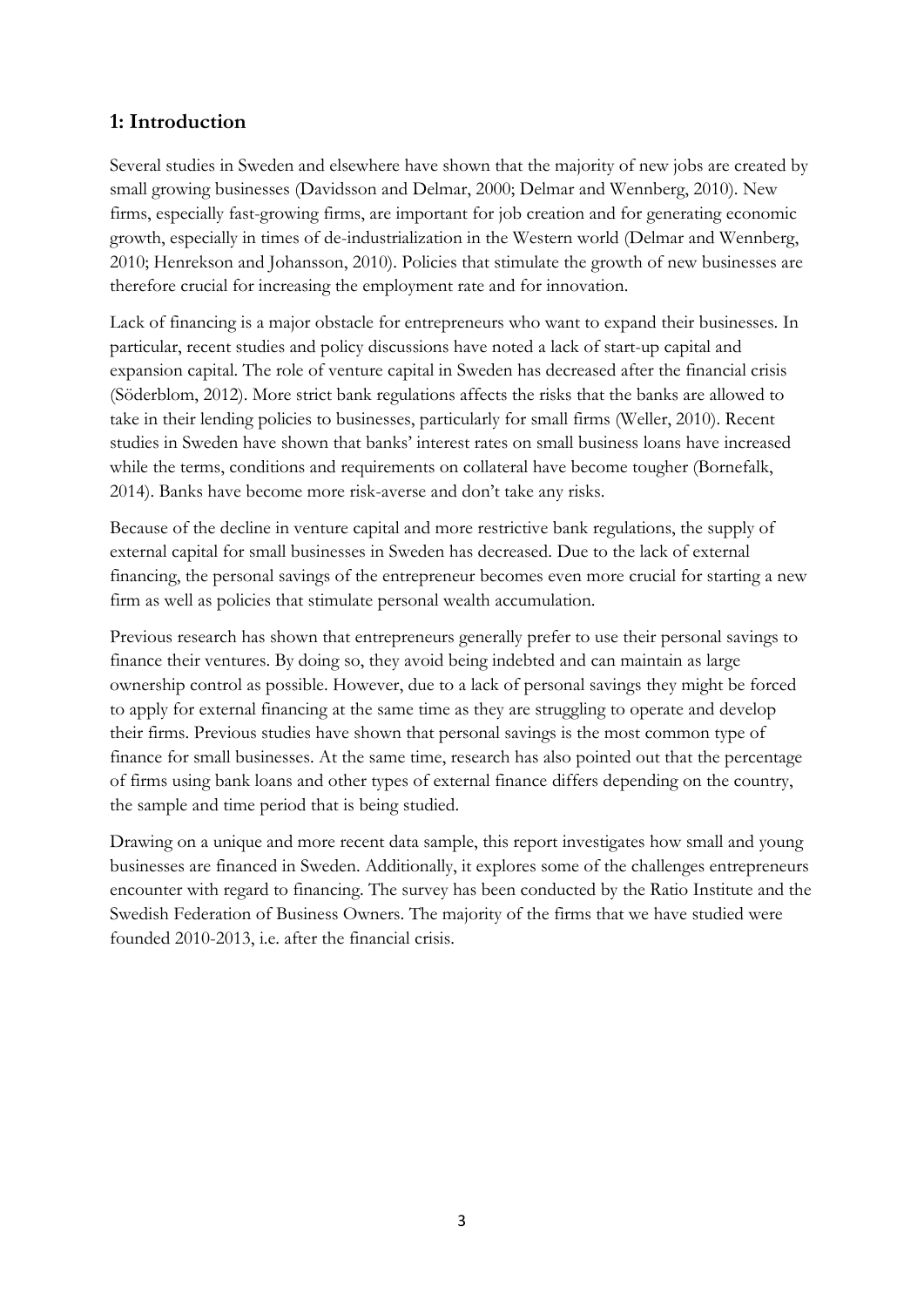## 1: Introduction

Several studies in Sweden and elsewhere have shown that the majority of new jobs are created by small growing businesses (Davidsson and Delmar, 2000; Delmar and Wennberg, 2010). New firms, especially fast-growing firms, are important for job creation and for generating economic growth, especially in times of de-industrialization in the Western world (Delmar and Wennberg, 2010; Henrekson and Johansson, 2010). Policies that stimulate the growth of new businesses are therefore crucial for increasing the employment rate and for innovation.

Lack of financing is a major obstacle for entrepreneurs who want to expand their businesses. In particular, recent studies and policy discussions have noted a lack of start-up capital and expansion capital. The role of venture capital in Sweden has decreased after the financial crisis (Söderblom, 2012). More strict bank regulations affects the risks that the banks are allowed to take in their lending policies to businesses, particularly for small firms (Weller, 2010). Recent studies in Sweden have shown that banks' interest rates on small business loans have increased while the terms, conditions and requirements on collateral have become tougher (Bornefalk, 2014). Banks have become more risk-averse and don't take any risks.

Because of the decline in venture capital and more restrictive bank regulations, the supply of external capital for small businesses in Sweden has decreased. Due to the lack of external financing, the personal savings of the entrepreneur becomes even more crucial for starting a new firm as well as policies that stimulate personal wealth accumulation.

Previous research has shown that entrepreneurs generally prefer to use their personal savings to finance their ventures. By doing so, they avoid being indebted and can maintain as large ownership control as possible. However, due to a lack of personal savings they might be forced to apply for external financing at the same time as they are struggling to operate and develop their firms. Previous studies have shown that personal savings is the most common type of finance for small businesses. At the same time, research has also pointed out that the percentage of firms using bank loans and other types of external finance differs depending on the country, the sample and time period that is being studied.

Drawing on a unique and more recent data sample, this report investigates how small and young businesses are financed in Sweden. Additionally, it explores some of the challenges entrepreneurs encounter with regard to financing. The survey has been conducted by the Ratio Institute and the Swedish Federation of Business Owners. The majority of the firms that we have studied were founded 2010-2013, i.e. after the financial crisis.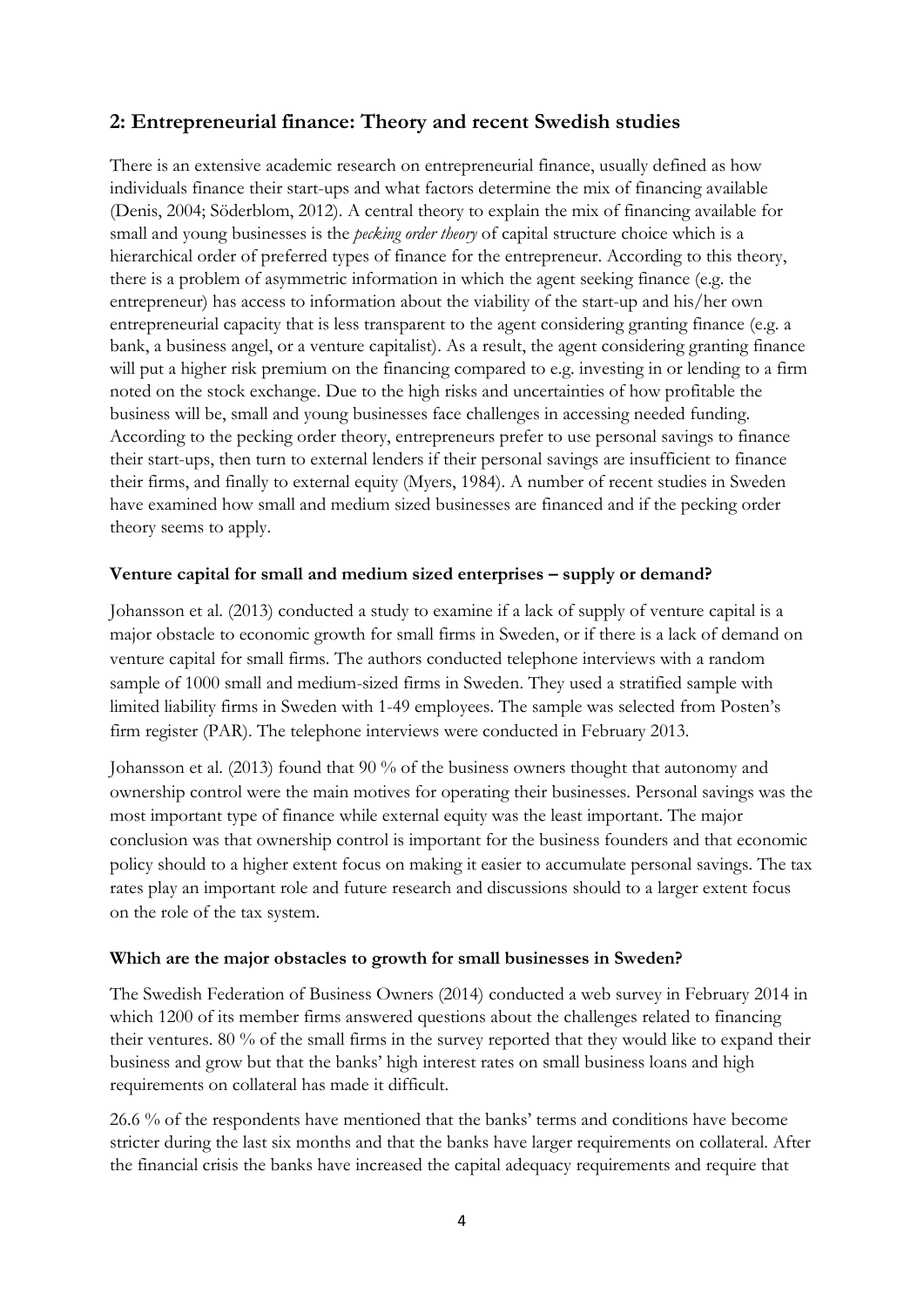## 2: Entrepreneurial finance: Theory and recent Swedish studies

There is an extensive academic research on entrepreneurial finance, usually defined as how individuals finance their start-ups and what factors determine the mix of financing available (Denis, 2004; Söderblom, 2012). A central theory to explain the mix of financing available for small and young businesses is the *pecking order theory* of capital structure choice which is a hierarchical order of preferred types of finance for the entrepreneur. According to this theory, there is a problem of asymmetric information in which the agent seeking finance (e.g. the entrepreneur) has access to information about the viability of the start-up and his/her own entrepreneurial capacity that is less transparent to the agent considering granting finance (e.g. a bank, a business angel, or a venture capitalist). As a result, the agent considering granting finance will put a higher risk premium on the financing compared to e.g. investing in or lending to a firm noted on the stock exchange. Due to the high risks and uncertainties of how profitable the business will be, small and young businesses face challenges in accessing needed funding. According to the pecking order theory, entrepreneurs prefer to use personal savings to finance their start-ups, then turn to external lenders if their personal savings are insufficient to finance their firms, and finally to external equity (Myers, 1984). A number of recent studies in Sweden have examined how small and medium sized businesses are financed and if the pecking order theory seems to apply.

**Venture capital for small and medium sized enterprises – supply or demand?**

Johansson et al. (2013) conducted a study to examine if a lack of supply of venture capital is a major obstacle to economic growth for small firms in Sweden, or if there is a lack of demand on venture capital for small firms. The authors conducted telephone interviews with a random sample of 1000 small and medium-sized firms in Sweden. They used a stratified sample with limited liability firms in Sweden with 1-49 employees. The sample was selected from Posten's firm register (PAR). The telephone interviews were conducted in February 2013.

Johansson et al. (2013) found that 90 % of the business owners thought that autonomy and ownership control were the main motives for operating their businesses. Personal savings was the most important type of finance while external equity was the least important. The major conclusion was that ownership control is important for the business founders and that economic policy should to a higher extent focus on making it easier to accumulate personal savings. The tax rates play an important role and future research and discussions should to a larger extent focus on the role of the tax system.

**Which are the major obstacles to growth for small businesses in Sweden?**

The Swedish Federation of Business Owners (2014) conducted a web survey in February 2014 in which 1200 of its member firms answered questions about the challenges related to financing their ventures. 80 % of the small firms in the survey reported that they would like to expand their business and grow but that the banks' high interest rates on small business loans and high requirements on collateral has made it difficult.

26.6 % of the respondents have mentioned that the banks' terms and conditions have become stricter during the last six months and that the banks have larger requirements on collateral. After the financial crisis the banks have increased the capital adequacy requirements and require that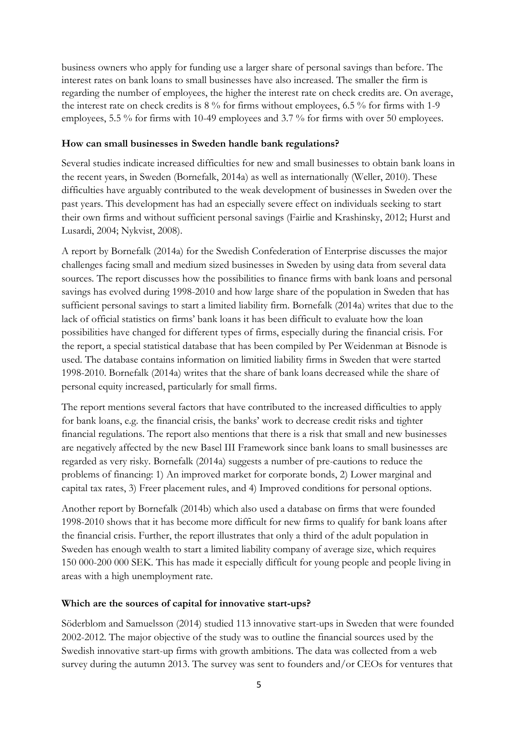business owners who apply for funding use a larger share of personal savings than before. The interest rates on bank loans to small businesses have also increased. The smaller the firm is regarding the number of employees, the higher the interest rate on check credits are. On average, the interest rate on check credits is 8 % for firms without employees, 6.5 % for firms with 1-9 employees, 5.5 % for firms with 10-49 employees and 3.7 % for firms with over 50 employees.

**How can small businesses in Sweden handle bank regulations?**

Several studies indicate increased difficulties for new and small businesses to obtain bank loans in the recent years, in Sweden (Bornefalk, 2014a) as well as internationally (Weller, 2010). These difficulties have arguably contributed to the weak development of businesses in Sweden over the past years. This development has had an especially severe effect on individuals seeking to start their own firms and without sufficient personal savings (Fairlie and Krashinsky, 2012; Hurst and Lusardi, 2004; Nykvist, 2008).

A report by Bornefalk (2014a) for the Swedish Confederation of Enterprise discusses the major challenges facing small and medium sized businesses in Sweden by using data from several data sources. The report discusses how the possibilities to finance firms with bank loans and personal savings has evolved during 1998-2010 and how large share of the population in Sweden that has sufficient personal savings to start a limited liability firm. Bornefalk (2014a) writes that due to the lack of official statistics on firms' bank loans it has been difficult to evaluate how the loan possibilities have changed for different types of firms, especially during the financial crisis. For the report, a special statistical database that has been compiled by Per Weidenman at Bisnode is used. The database contains information on limitied liability firms in Sweden that were started 1998-2010. Bornefalk (2014a) writes that the share of bank loans decreased while the share of personal equity increased, particularly for small firms.

The report mentions several factors that have contributed to the increased difficulties to apply for bank loans, e.g. the financial crisis, the banks' work to decrease credit risks and tighter financial regulations. The report also mentions that there is a risk that small and new businesses are negatively affected by the new Basel III Framework since bank loans to small businesses are regarded as very risky. Bornefalk (2014a) suggests a number of pre-cautions to reduce the problems of financing: 1) An improved market for corporate bonds, 2) Lower marginal and capital tax rates, 3) Freer placement rules, and 4) Improved conditions for personal options.

Another report by Bornefalk (2014b) which also used a database on firms that were founded 1998-2010 shows that it has become more difficult for new firms to qualify for bank loans after the financial crisis. Further, the report illustrates that only a third of the adult population in Sweden has enough wealth to start a limited liability company of average size, which requires 150 000-200 000 SEK. This has made it especially difficult for young people and people living in areas with a high unemployment rate.

**Which are the sources of capital for innovative start-ups?**

Söderblom and Samuelsson (2014) studied 113 innovative start-ups in Sweden that were founded 2002-2012. The major objective of the study was to outline the financial sources used by the Swedish innovative start-up firms with growth ambitions. The data was collected from a web survey during the autumn 2013. The survey was sent to founders and/or CEOs for ventures that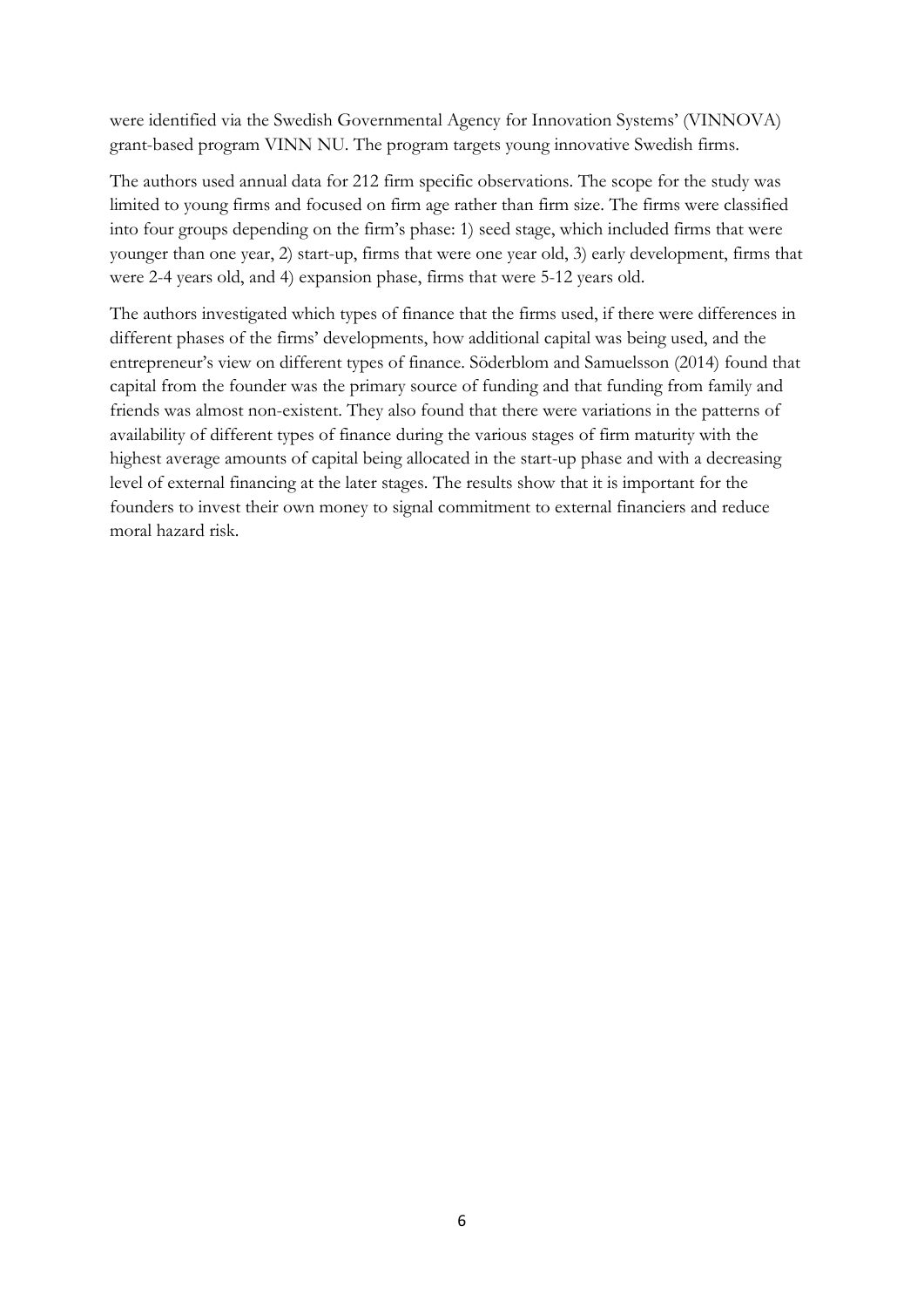were identified via the Swedish Governmental Agency for Innovation Systems' (VINNOVA) grant-based program VINN NU. The program targets young innovative Swedish firms.

The authors used annual data for 212 firm specific observations. The scope for the study was limited to young firms and focused on firm age rather than firm size. The firms were classified into four groups depending on the firm's phase: 1) seed stage, which included firms that were younger than one year, 2) start-up, firms that were one year old, 3) early development, firms that were 2-4 years old, and 4) expansion phase, firms that were 5-12 years old.

The authors investigated which types of finance that the firms used, if there were differences in different phases of the firms' developments, how additional capital was being used, and the entrepreneur's view on different types of finance. Söderblom and Samuelsson (2014) found that capital from the founder was the primary source of funding and that funding from family and friends was almost non-existent. They also found that there were variations in the patterns of availability of different types of finance during the various stages of firm maturity with the highest average amounts of capital being allocated in the start-up phase and with a decreasing level of external financing at the later stages. The results show that it is important for the founders to invest their own money to signal commitment to external financiers and reduce moral hazard risk.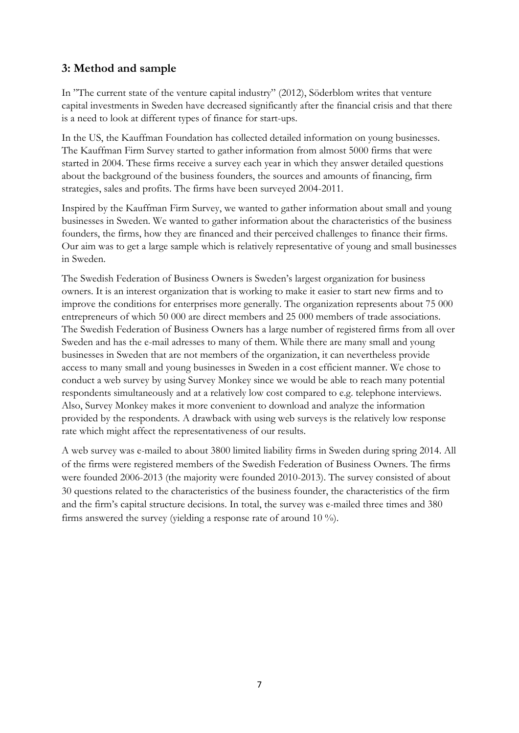## 3: Method and sample

In ”The current state of the venture capital industry” (2012), Söderblom writes that venture capital investments in Sweden have decreased significantly after the financial crisis and that there is a need to look at different types of finance for start-ups.

In the US, the Kauffman Foundation has collected detailed information on young businesses. The Kauffman Firm Survey started to gather information from almost 5000 firms that were started in 2004. These firms receive a survey each year in which they answer detailed questions about the background of the business founders, the sources and amounts of financing, firm strategies, sales and profits. The firms have been surveyed 2004-2011.

Inspired by the Kauffman Firm Survey, we wanted to gather information about small and young businesses in Sweden. We wanted to gather information about the characteristics of the business founders, the firms, how they are financed and their perceived challenges to finance their firms. Our aim was to get a large sample which is relatively representative of young and small businesses in Sweden.

The Swedish Federation of Business Owners is Sweden's largest organization for business owners. It is an interest organization that is working to make it easier to start new firms and to improve the conditions for enterprises more generally. The organization represents about 75 000 entrepreneurs of which 50 000 are direct members and 25 000 members of trade associations. The Swedish Federation of Business Owners has a large number of registered firms from all over Sweden and has the e-mail adresses to many of them. While there are many small and young businesses in Sweden that are not members of the organization, it can nevertheless provide access to many small and young businesses in Sweden in a cost efficient manner. We chose to conduct a web survey by using Survey Monkey since we would be able to reach many potential respondents simultaneously and at a relatively low cost compared to e.g. telephone interviews. Also, Survey Monkey makes it more convenient to download and analyze the information provided by the respondents. A drawback with using web surveys is the relatively low response rate which might affect the representativeness of our results.

A web survey was e-mailed to about 3800 limited liability firms in Sweden during spring 2014. All of the firms were registered members of the Swedish Federation of Business Owners. The firms were founded 2006-2013 (the majority were founded 2010-2013). The survey consisted of about 30 questions related to the characteristics of the business founder, the characteristics of the firm and the firm's capital structure decisions. In total, the survey was e-mailed three times and 380 firms answered the survey (yielding a response rate of around 10 %).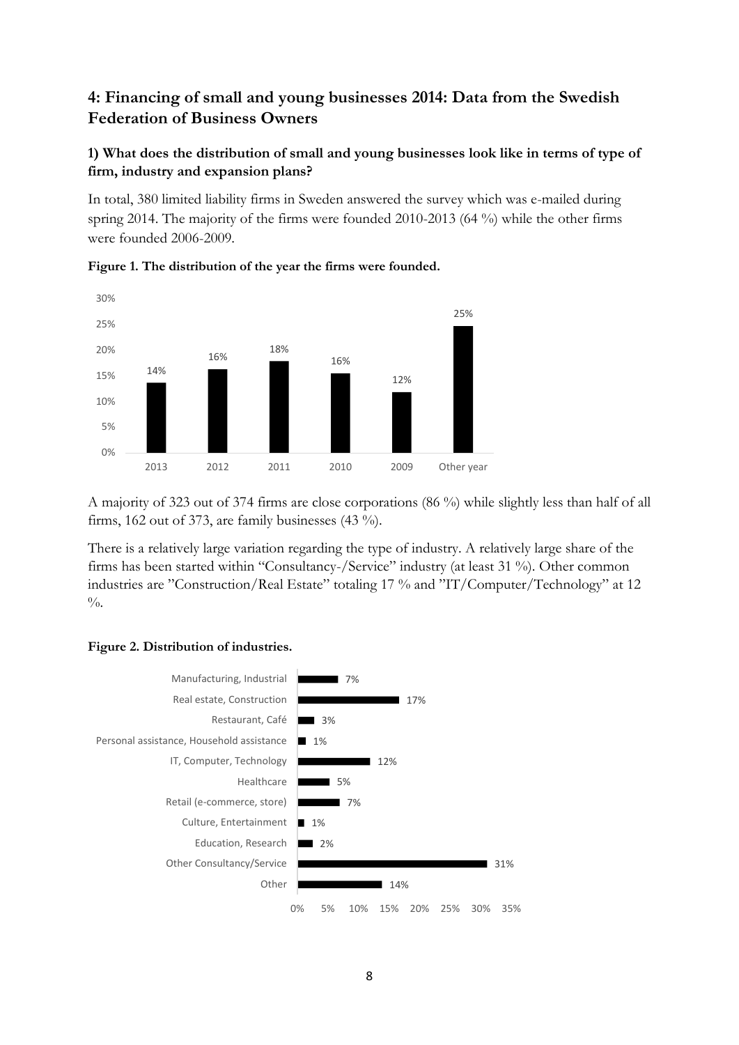## 4: Financing of small and young businesses 2014: Data from the Swedish Federation of Business Owners

### 1) What does the distribution of small and young businesses look like in terms of type of firm, industry and expansion plans?

In total, 380 limited liability firms in Sweden answered the survey which was e-mailed during spring 2014. The majority of the firms were founded 2010-2013 (64 %) while the other firms were founded 2006-2009.

**Figure 1. The distribution of the year the firms were founded.**

| Year | Share |
|---|---|
| 2013 | 14% |
| 2012 | 16% |
| 2011 | 18% |
| 2010 | 16% |
| 2009 | 12% |
| Other year | 25% |

A majority of 323 out of 374 firms are close corporations (86 %) while slightly less than half of all firms, 162 out of 373, are family businesses (43 %).

There is a relatively large variation regarding the type of industry. A relatively large share of the firms has been started within "Consultancy-/Service" industry (at least 31 %). Other common industries are "Construction/Real Estate" totaling 17 % and "IT/Computer/Technology" at 12 %.

**Figure 2. Distribution of industries.**

| Industry | Share |
|---|---|
| Manufacturing, Industrial | 7% |
| Real estate, Construction | 17% |
| Restaurant, Café | 3% |
| Personal assistance, Household assistance | 1% |
| IT, Computer, Technology | 12% |
| Healthcare | 5% |
| Retail (e-commerce, store) | 7% |
| Culture, Entertainment | 1% |
| Education, Research | 2% |
| Other Consultancy/Service | 31% |
| Other | 14% |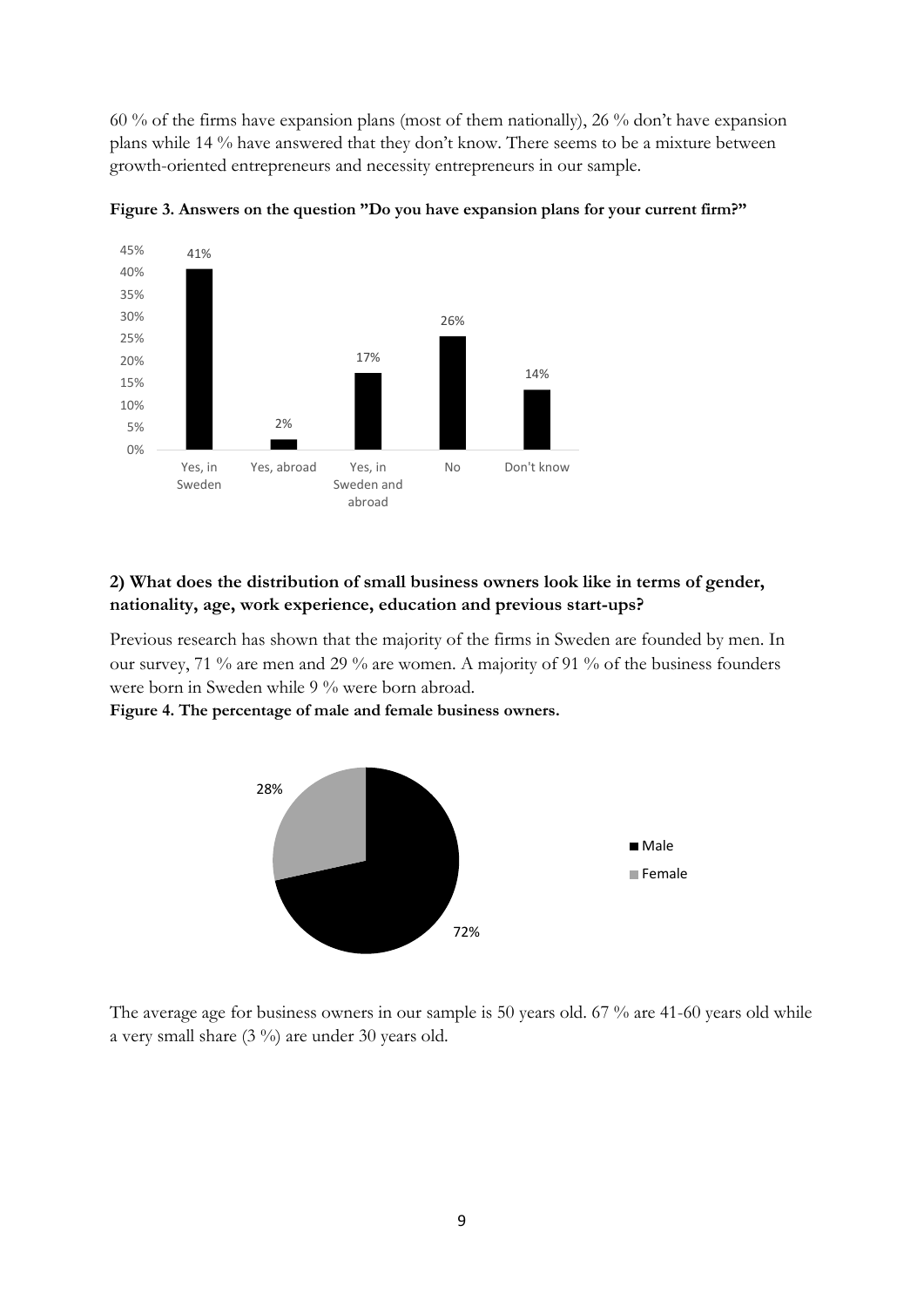60 % of the firms have expansion plans (most of them nationally), 26 % don't have expansion plans while 14 % have answered that they don't know. There seems to be a mixture between growth-oriented entrepreneurs and necessity entrepreneurs in our sample.

**Figure 3. Answers on the question "Do you have expansion plans for your current firm?"**

## 2) What does the distribution of small business owners look like in terms of gender, nationality, age, work experience, education and previous start-ups?

Previous research has shown that the majority of the firms in Sweden are founded by men. In our survey, 71 % are men and 29 % are women. A majority of 91 % of the business founders were born in Sweden while 9 % were born abroad.

**Figure 4. The percentage of male and female business owners.**

The average age for business owners in our sample is 50 years old. 67 % are 41-60 years old while a very small share (3 %) are under 30 years old.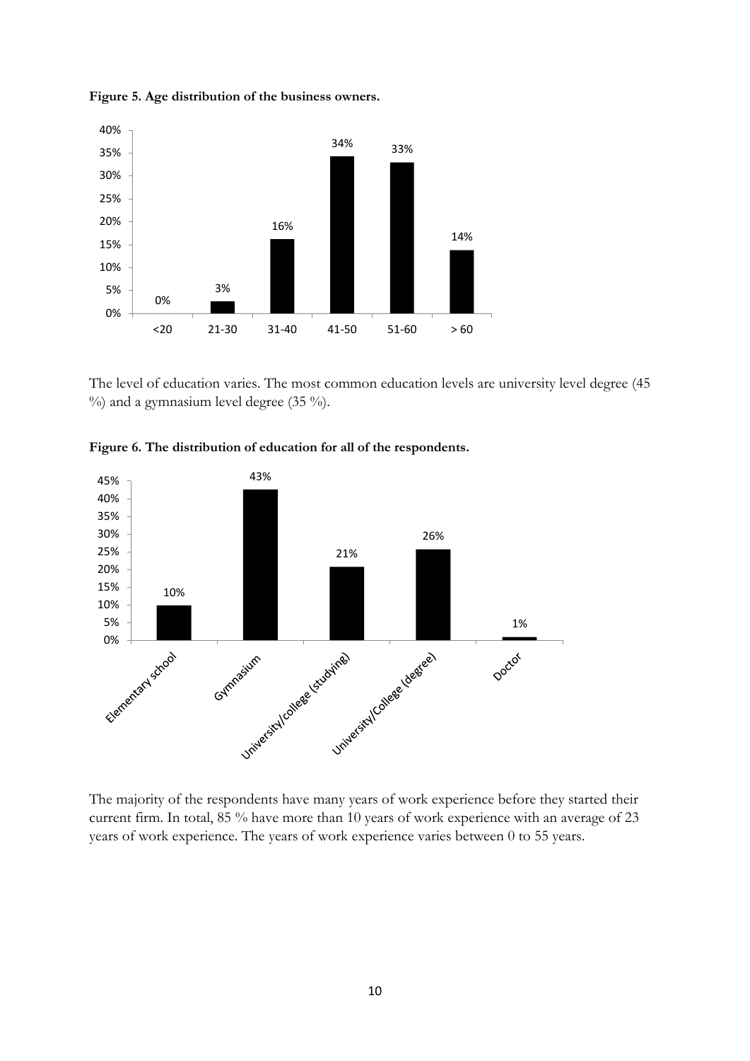**Figure 5. Age distribution of the business owners.**

The level of education varies. The most common education levels are university level degree (45 %) and a gymnasium level degree (35 %).

**Figure 6. The distribution of education for all of the respondents.**

The majority of the respondents have many years of work experience before they started their current firm. In total, 85 % have more than 10 years of work experience with an average of 23 years of work experience. The years of work experience varies between 0 to 55 years.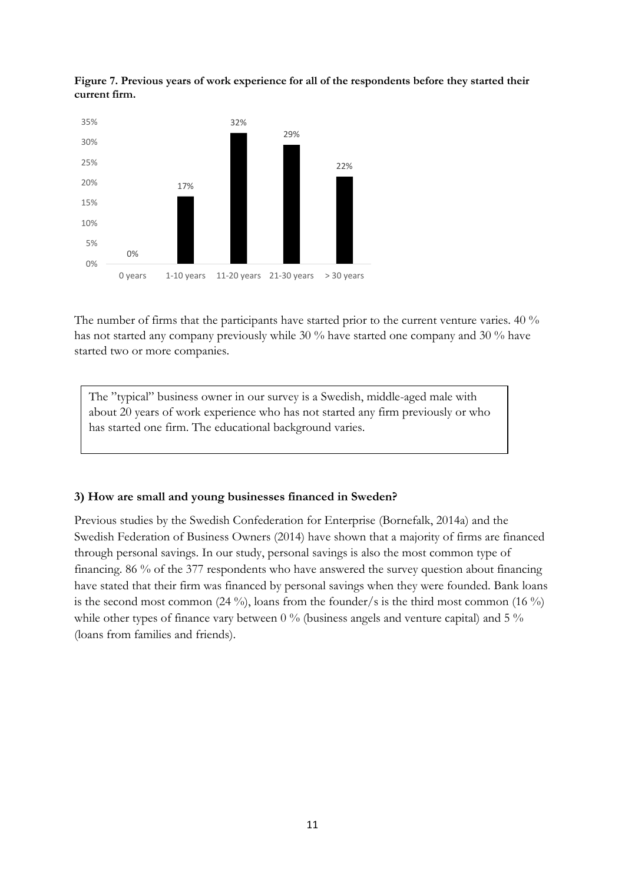**Figure 7. Previous years of work experience for all of the respondents before they started their current firm.**

| Years of work experience | Share |
|---|---|
| 0 years | 0% |
| 1-10 years | 17% |
| 11-20 years | 32% |
| 21-30 years | 29% |
| > 30 years | 22% |

The number of firms that the participants have started prior to the current venture varies. 40 % has not started any company previously while 30 % have started one company and 30 % have started two or more companies.

> The ”typical” business owner in our survey is a Swedish, middle-aged male with about 20 years of work experience who has not started any firm previously or who has started one firm. The educational background varies.

### 3) How are small and young businesses financed in Sweden?

Previous studies by the Swedish Confederation for Enterprise (Bornefalk, 2014a) and the Swedish Federation of Business Owners (2014) have shown that a majority of firms are financed through personal savings. In our study, personal savings is also the most common type of financing. 86 % of the 377 respondents who have answered the survey question about financing have stated that their firm was financed by personal savings when they were founded. Bank loans is the second most common (24 %), loans from the founder/s is the third most common (16 %) while other types of finance vary between 0 % (business angels and venture capital) and 5 % (loans from families and friends).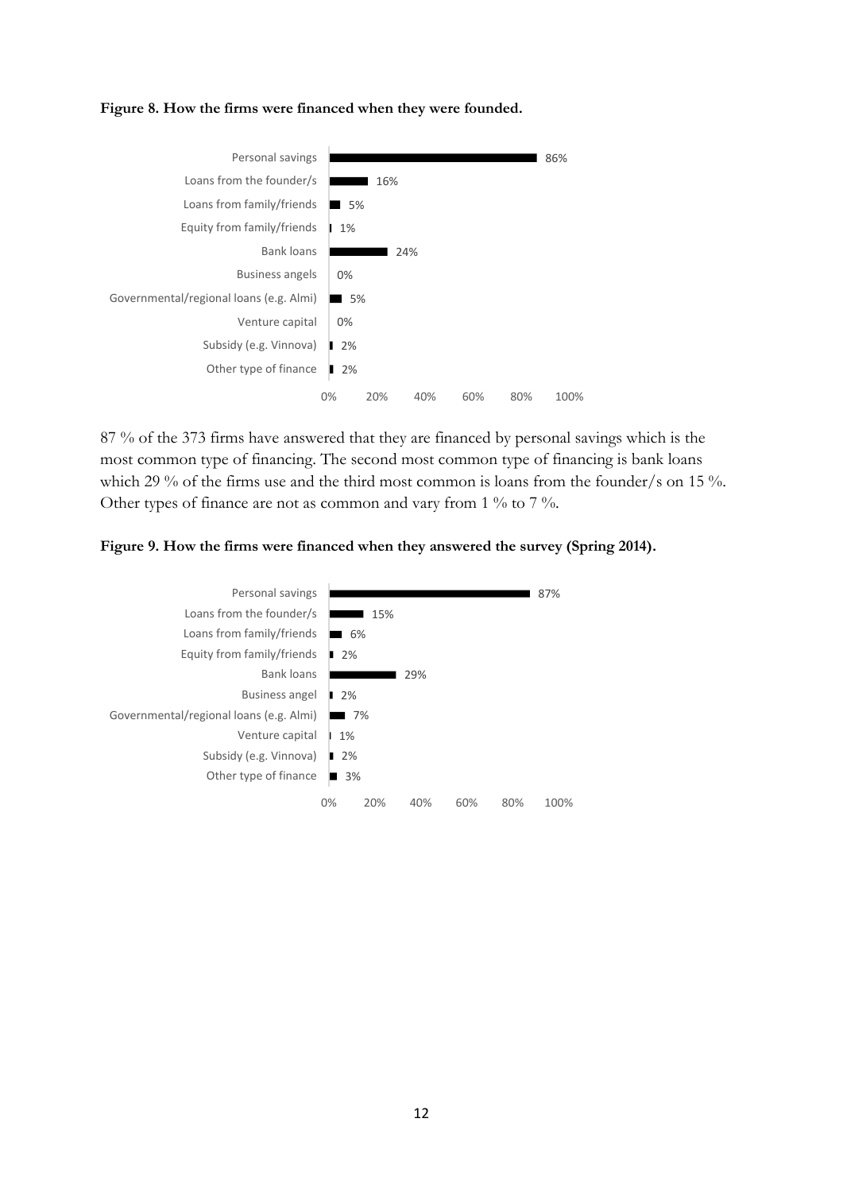**Figure 8. How the firms were financed when they were founded.**

| Type of finance | Share |
|---|---|
| Personal savings | 86% |
| Loans from the founder/s | 16% |
| Loans from family/friends | 5% |
| Equity from family/friends | 1% |
| Bank loans | 24% |
| Business angels | 0% |
| Governmental/regional loans (e.g. Almi) | 5% |
| Venture capital | 0% |
| Subsidy (e.g. Vinnova) | 2% |
| Other type of finance | 2% |

87 % of the 373 firms have answered that they are financed by personal savings which is the most common type of financing. The second most common type of financing is bank loans which 29 % of the firms use and the third most common is loans from the founder/s on 15 %. Other types of finance are not as common and vary from 1 % to 7 %.

**Figure 9. How the firms were financed when they answered the survey (Spring 2014).**

| Type of finance | Share |
|---|---|
| Personal savings | 87% |
| Loans from the founder/s | 15% |
| Loans from family/friends | 6% |
| Equity from family/friends | 2% |
| Bank loans | 29% |
| Business angel | 2% |
| Governmental/regional loans (e.g. Almi) | 7% |
| Venture capital | 1% |
| Subsidy (e.g. Vinnova) | 2% |
| Other type of finance | 3% |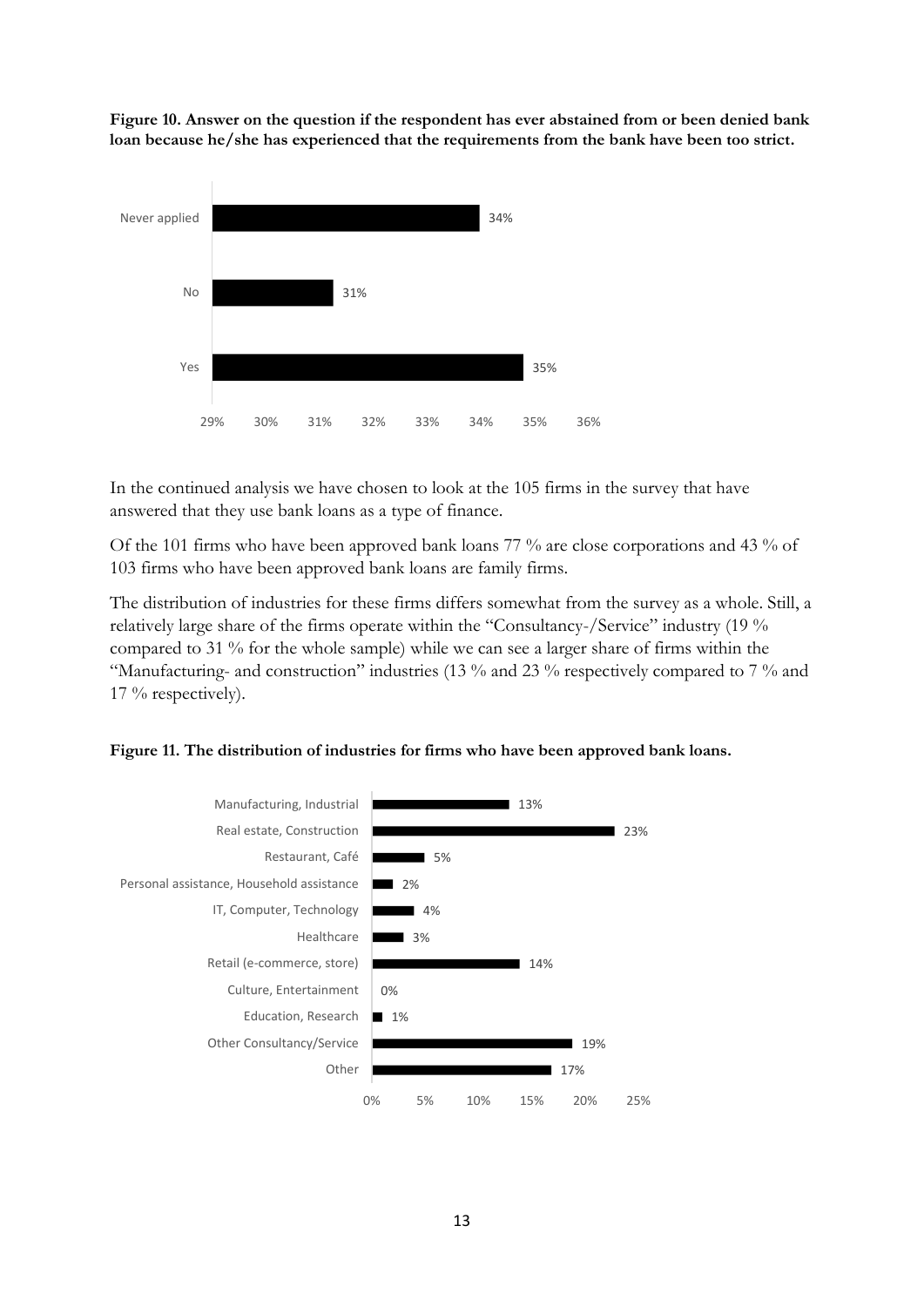**Figure 10. Answer on the question if the respondent has ever abstained from or been denied bank loan because he/she has experienced that the requirements from the bank have been too strict.**

| Answer | Share |
|---|---|
| Never applied | 34% |
| No | 31% |
| Yes | 35% |

In the continued analysis we have chosen to look at the 105 firms in the survey that have answered that they use bank loans as a type of finance.

Of the 101 firms who have been approved bank loans 77 % are close corporations and 43 % of 103 firms who have been approved bank loans are family firms.

The distribution of industries for these firms differs somewhat from the survey as a whole. Still, a relatively large share of the firms operate within the "Consultancy-/Service" industry (19 % compared to 31 % for the whole sample) while we can see a larger share of firms within the "Manufacturing- and construction" industries (13 % and 23 % respectively compared to 7 % and 17 % respectively).

**Figure 11. The distribution of industries for firms who have been approved bank loans.**

| Industry | Share |
|---|---|
| Manufacturing, Industrial | 13% |
| Real estate, Construction | 23% |
| Restaurant, Café | 5% |
| Personal assistance, Household assistance | 2% |
| IT, Computer, Technology | 4% |
| Healthcare | 3% |
| Retail (e-commerce, store) | 14% |
| Culture, Entertainment | 0% |
| Education, Research | 1% |
| Other Consultancy/Service | 19% |
| Other | 17% |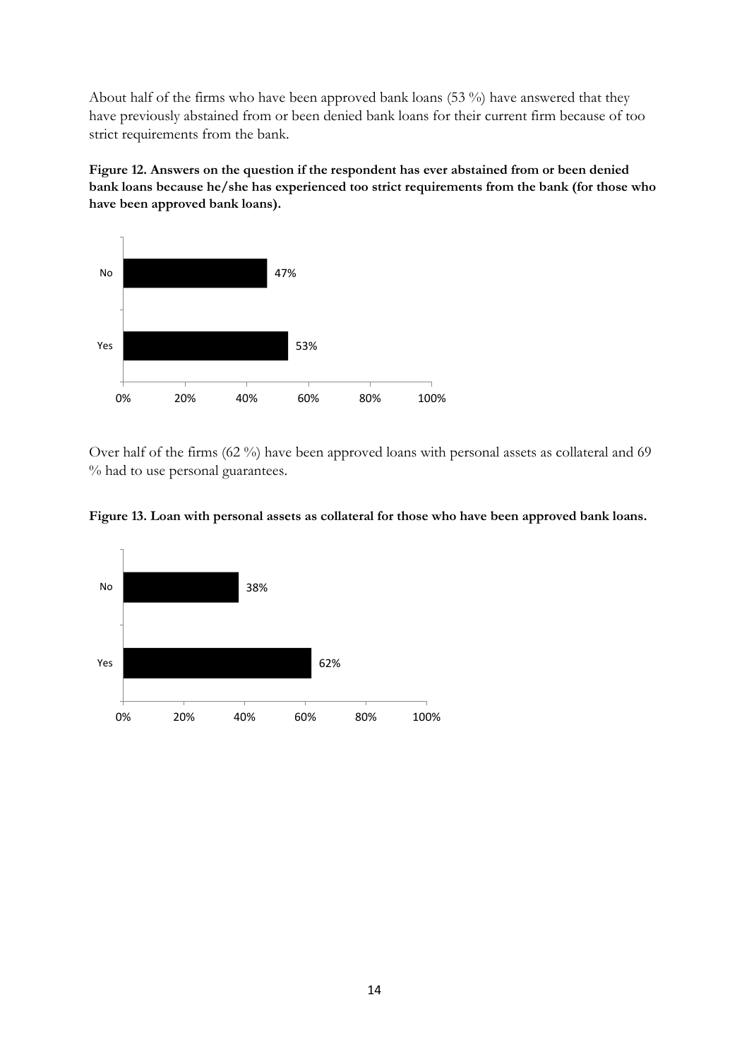About half of the firms who have been approved bank loans (53 %) have answered that they have previously abstained from or been denied bank loans for their current firm because of too strict requirements from the bank.

**Figure 12. Answers on the question if the respondent has ever abstained from or been denied bank loans because he/she has experienced too strict requirements from the bank (for those who have been approved bank loans).**

| | |
|---|---|
| No | 47% |
| Yes | 53% |

Over half of the firms (62 %) have been approved loans with personal assets as collateral and 69 % had to use personal guarantees.

**Figure 13. Loan with personal assets as collateral for those who have been approved bank loans.**

| | |
|---|---|
| No | 38% |
| Yes | 62% |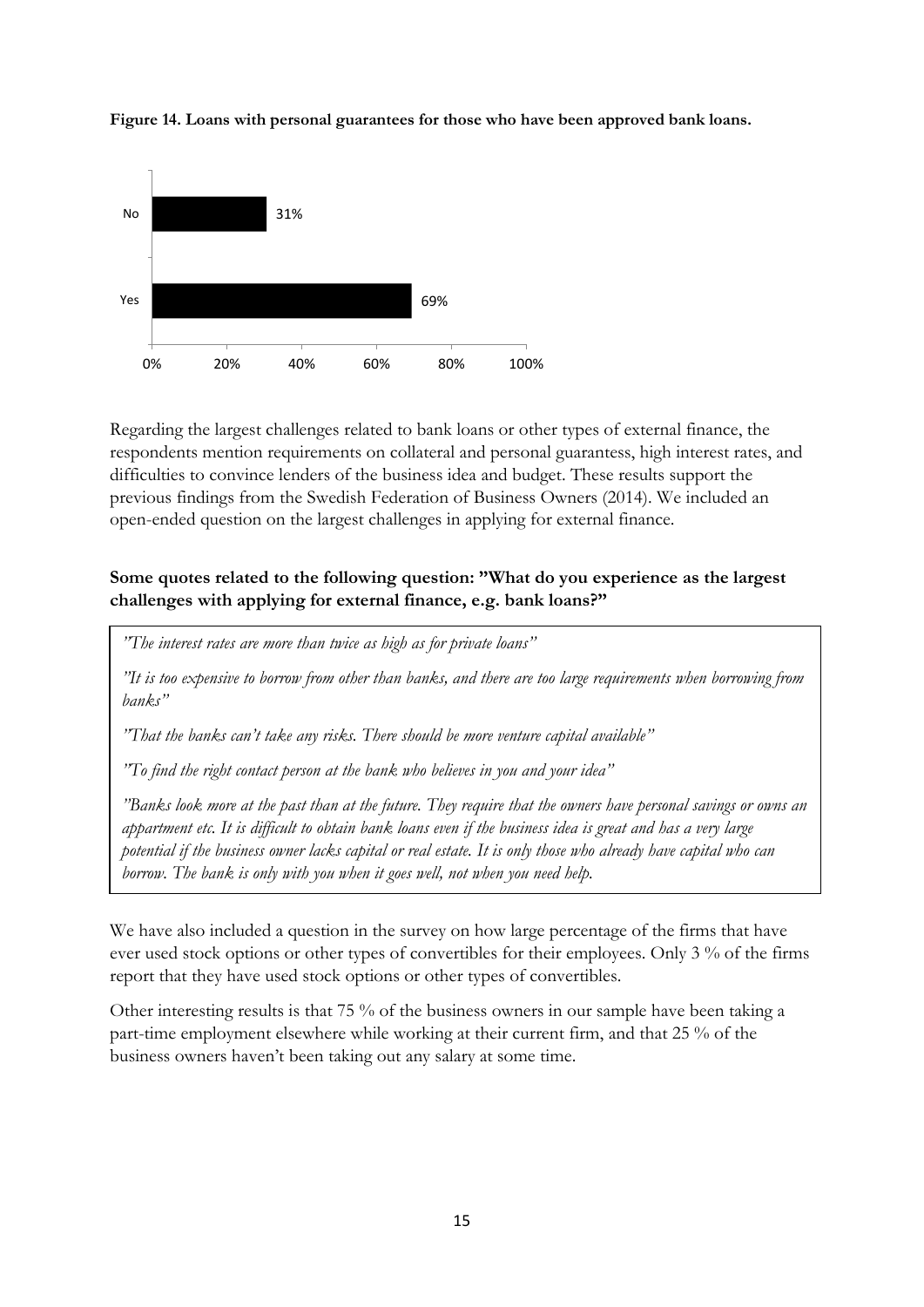**Figure 14. Loans with personal guarantees for those who have been approved bank loans.**

| | |
|---|---|
| No | 31% |
| Yes | 69% |

Regarding the largest challenges related to bank loans or other types of external finance, the respondents mention requirements on collateral and personal guarantess, high interest rates, and difficulties to convince lenders of the business idea and budget. These results support the previous findings from the Swedish Federation of Business Owners (2014). We included an open-ended question on the largest challenges in applying for external finance.

**Some quotes related to the following question: "What do you experience as the largest challenges with applying for external finance, e.g. bank loans?"**

*"The interest rates are more than twice as high as for private loans"*

*"It is too expensive to borrow from other than banks, and there are too large requirements when borrowing from banks"*

*"That the banks can't take any risks. There should be more venture capital available"*

*"To find the right contact person at the bank who believes in you and your idea"*

*"Banks look more at the past than at the future. They require that the owners have personal savings or owns an appartment etc. It is difficult to obtain bank loans even if the business idea is great and has a very large potential if the business owner lacks capital or real estate. It is only those who already have capital who can borrow. The bank is only with you when it goes well, not when you need help.*

We have also included a question in the survey on how large percentage of the firms that have ever used stock options or other types of convertibles for their employees. Only 3 % of the firms report that they have used stock options or other types of convertibles.

Other interesting results is that 75 % of the business owners in our sample have been taking a part-time employment elsewhere while working at their current firm, and that 25 % of the business owners haven't been taking out any salary at some time.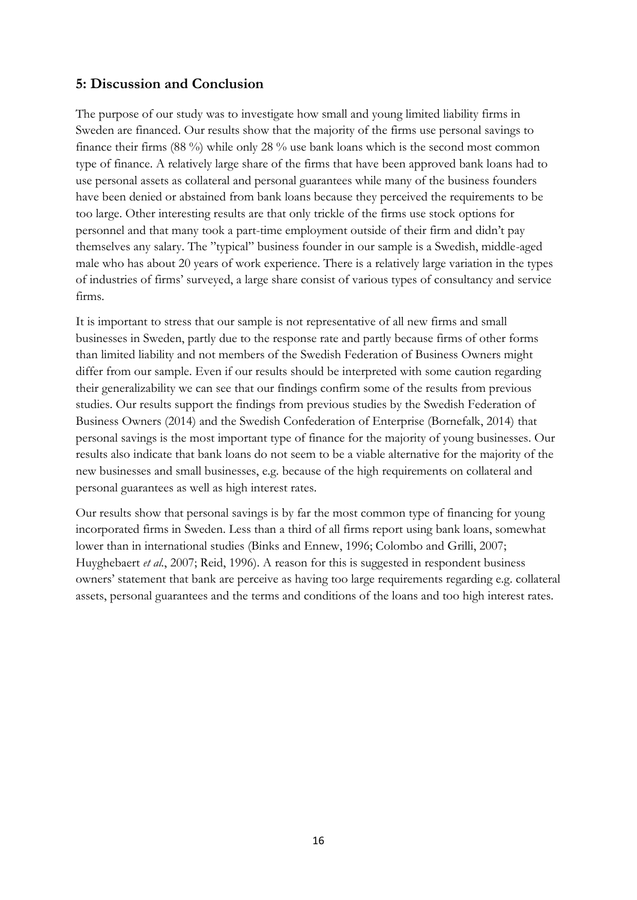## 5: Discussion and Conclusion

The purpose of our study was to investigate how small and young limited liability firms in Sweden are financed. Our results show that the majority of the firms use personal savings to finance their firms (88 %) while only 28 % use bank loans which is the second most common type of finance. A relatively large share of the firms that have been approved bank loans had to use personal assets as collateral and personal guarantees while many of the business founders have been denied or abstained from bank loans because they perceived the requirements to be too large. Other interesting results are that only trickle of the firms use stock options for personnel and that many took a part-time employment outside of their firm and didn't pay themselves any salary. The "typical" business founder in our sample is a Swedish, middle-aged male who has about 20 years of work experience. There is a relatively large variation in the types of industries of firms' surveyed, a large share consist of various types of consultancy and service firms.

It is important to stress that our sample is not representative of all new firms and small businesses in Sweden, partly due to the response rate and partly because firms of other forms than limited liability and not members of the Swedish Federation of Business Owners might differ from our sample. Even if our results should be interpreted with some caution regarding their generalizability we can see that our findings confirm some of the results from previous studies. Our results support the findings from previous studies by the Swedish Federation of Business Owners (2014) and the Swedish Confederation of Enterprise (Bornefalk, 2014) that personal savings is the most important type of finance for the majority of young businesses. Our results also indicate that bank loans do not seem to be a viable alternative for the majority of the new businesses and small businesses, e.g. because of the high requirements on collateral and personal guarantees as well as high interest rates.

Our results show that personal savings is by far the most common type of financing for young incorporated firms in Sweden. Less than a third of all firms report using bank loans, somewhat lower than in international studies (Binks and Ennew, 1996; Colombo and Grilli, 2007; Huyghebaert *et al.*, 2007; Reid, 1996). A reason for this is suggested in respondent business owners' statement that bank are perceive as having too large requirements regarding e.g. collateral assets, personal guarantees and the terms and conditions of the loans and too high interest rates.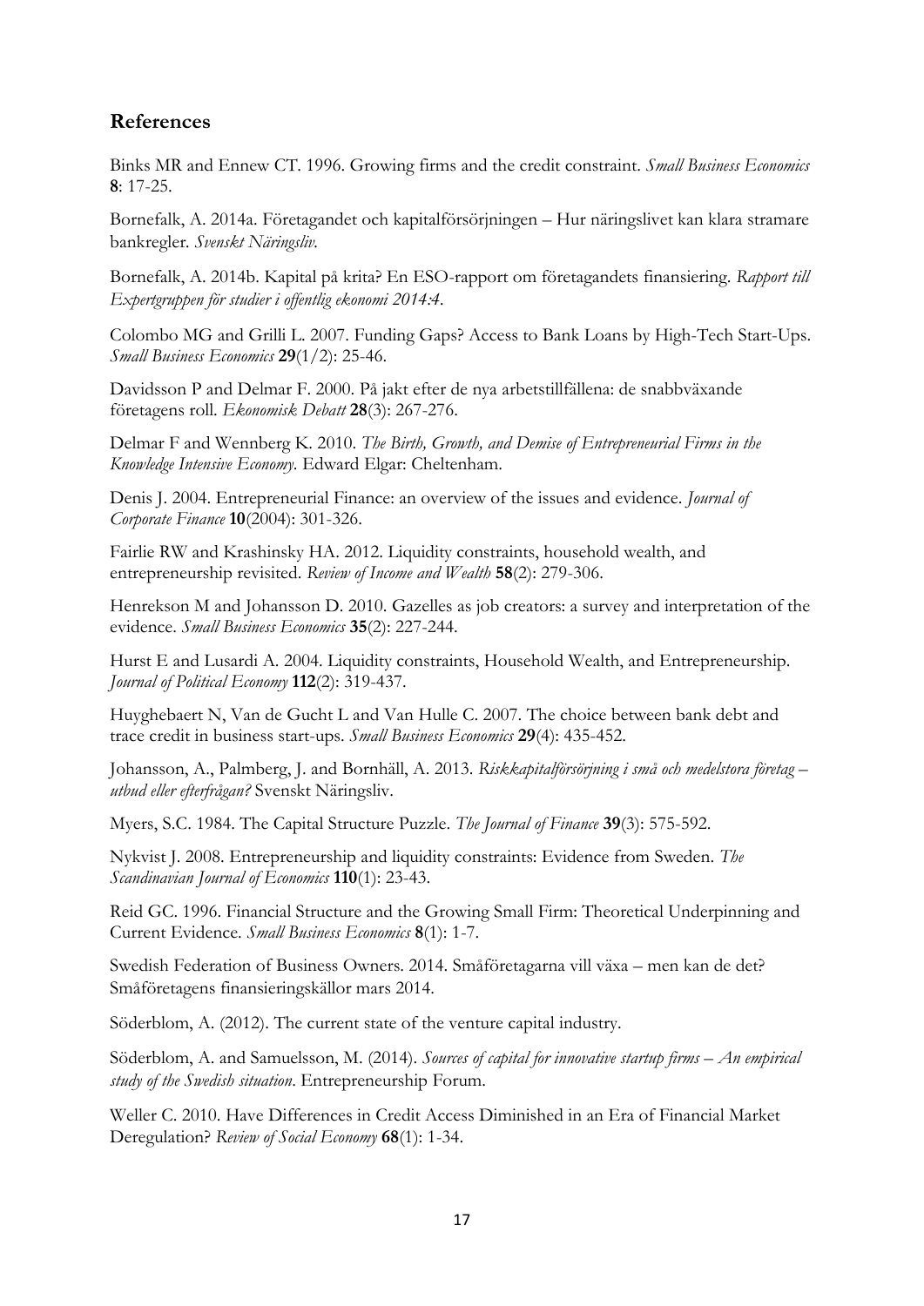## References

Binks MR and Ennew CT. 1996. Growing firms and the credit constraint. *Small Business Economics* **8**: 17-25.

Bornefalk, A. 2014a. Företagandet och kapitalförsörjningen – Hur näringslivet kan klara stramare bankregler. *Svenskt Näringsliv.*

Bornefalk, A. 2014b. Kapital på krita? En ESO-rapport om företagandets finansiering. *Rapport till Expertgruppen för studier i offentlig ekonomi 2014:4.*

Colombo MG and Grilli L. 2007. Funding Gaps? Access to Bank Loans by High-Tech Start-Ups. *Small Business Economics* **29**(1/2): 25-46.

Davidsson P and Delmar F. 2000. På jakt efter de nya arbetstillfällena: de snabbväxande företagens roll. *Ekonomisk Debatt* **28**(3): 267-276.

Delmar F and Wennberg K. 2010. *The Birth, Growth, and Demise of Entrepreneurial Firms in the Knowledge Intensive Economy*. Edward Elgar: Cheltenham.

Denis J. 2004. Entrepreneurial Finance: an overview of the issues and evidence. *Journal of Corporate Finance* **10**(2004): 301-326.

Fairlie RW and Krashinsky HA. 2012. Liquidity constraints, household wealth, and entrepreneurship revisited. *Review of Income and Wealth* **58**(2): 279-306.

Henrekson M and Johansson D. 2010. Gazelles as job creators: a survey and interpretation of the evidence. *Small Business Economics* **35**(2): 227-244.

Hurst E and Lusardi A. 2004. Liquidity constraints, Household Wealth, and Entrepreneurship. *Journal of Political Economy* **112**(2): 319-437.

Huyghebaert N, Van de Gucht L and Van Hulle C. 2007. The choice between bank debt and trace credit in business start-ups. *Small Business Economics* **29**(4): 435-452.

Johansson, A., Palmberg, J. and Bornhäll, A. 2013. *Riskkapitalförsörjning i små och medelstora företag – utbud eller efterfrågan?* Svenskt Näringsliv.

Myers, S.C. 1984. The Capital Structure Puzzle. *The Journal of Finance* **39**(3): 575-592.

Nykvist J. 2008. Entrepreneurship and liquidity constraints: Evidence from Sweden. *The Scandinavian Journal of Economics* **110**(1): 23-43.

Reid GC. 1996. Financial Structure and the Growing Small Firm: Theoretical Underpinning and Current Evidence. *Small Business Economics* **8**(1): 1-7.

Swedish Federation of Business Owners. 2014. Småföretagarna vill växa – men kan de det? Småföretagens finansieringskällor mars 2014.

Söderblom, A. (2012). The current state of the venture capital industry.

Söderblom, A. and Samuelsson, M. (2014). *Sources of capital for innovative startup firms – An empirical study of the Swedish situation*. Entrepreneurship Forum.

Weller C. 2010. Have Differences in Credit Access Diminished in an Era of Financial Market Deregulation? *Review of Social Economy* **68**(1): 1-34.